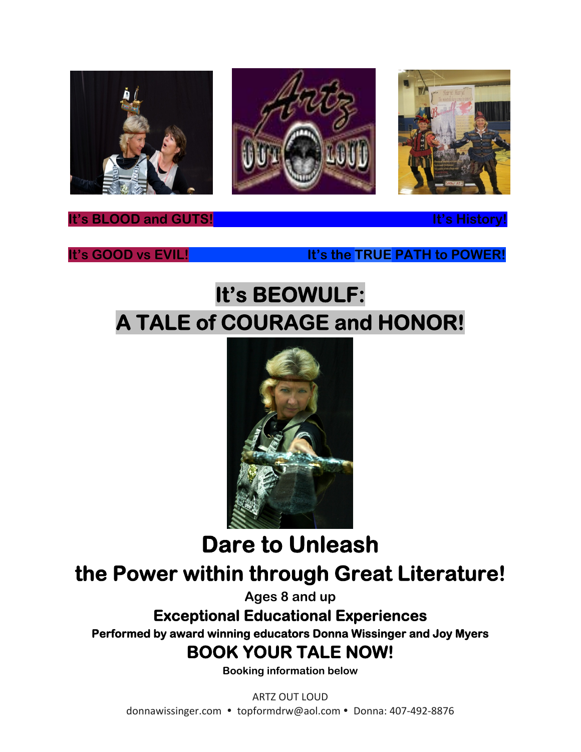**It's BLOOD and GUTS!** **It's History!**

**It's GOOD vs EVIL!** **It's the TRUE PATH to POWER!**

# It's BEOWULF:
# A TALE of COURAGE and HONOR!

# Dare to Unleash
## the Power within through Great Literature!

**Ages 8 and up**

### Exceptional Educational Experiences

**Performed by award winning educators Donna Wissinger and Joy Myers**

## BOOK YOUR TALE NOW!

**Booking information below**

ARTZ OUT LOUD
donnawissinger.com • topformdrw@aol.com • Donna: 407-492-8876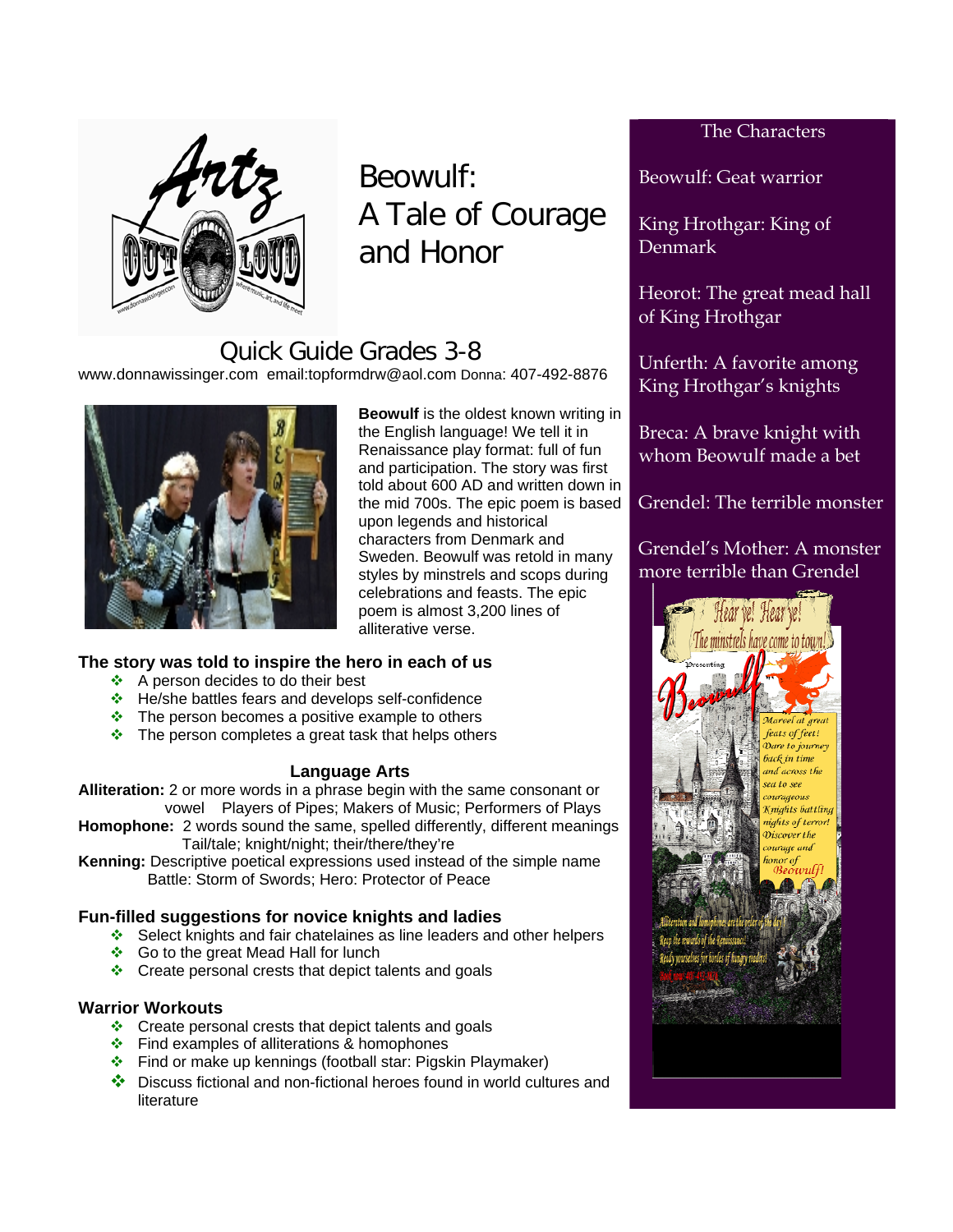# Beowulf: A Tale of Courage and Honor

## Quick Guide Grades 3-8

www.donnawissinger.com email:topformdrw@aol.com Donna: 407-492-8876

**Beowulf** is the oldest known writing in the English language! We tell it in Renaissance play format: full of fun and participation. The story was first told about 600 AD and written down in the mid 700s. The epic poem is based upon legends and historical characters from Denmark and Sweden. Beowulf was retold in many styles by minstrels and scops during celebrations and feasts. The epic poem is almost 3,200 lines of alliterative verse.

### The story was told to inspire the hero in each of us

- A person decides to do their best
- He/she battles fears and develops self-confidence
- The person becomes a positive example to others
- The person completes a great task that helps others

### Language Arts

**Alliteration:** 2 or more words in a phrase begin with the same consonant or vowel   Players of Pipes; Makers of Music; Performers of Plays

**Homophone:** 2 words sound the same, spelled differently, different meanings
Tail/tale; knight/night; their/there/they're

**Kenning:** Descriptive poetical expressions used instead of the simple name
Battle: Storm of Swords; Hero: Protector of Peace

### Fun-filled suggestions for novice knights and ladies

- Select knights and fair chatelaines as line leaders and other helpers
- Go to the great Mead Hall for lunch
- Create personal crests that depict talents and goals

### Warrior Workouts

- Create personal crests that depict talents and goals
- Find examples of alliterations & homophones
- Find or make up kennings (football star: Pigskin Playmaker)
- Discuss fictional and non-fictional heroes found in world cultures and literature

### The Characters

Beowulf: Geat warrior

King Hrothgar: King of Denmark

Heorot: The great mead hall of King Hrothgar

Unferth: A favorite among King Hrothgar's knights

Breca: A brave knight with whom Beowulf made a bet

Grendel: The terrible monster

Grendel's Mother: A monster more terrible than Grendel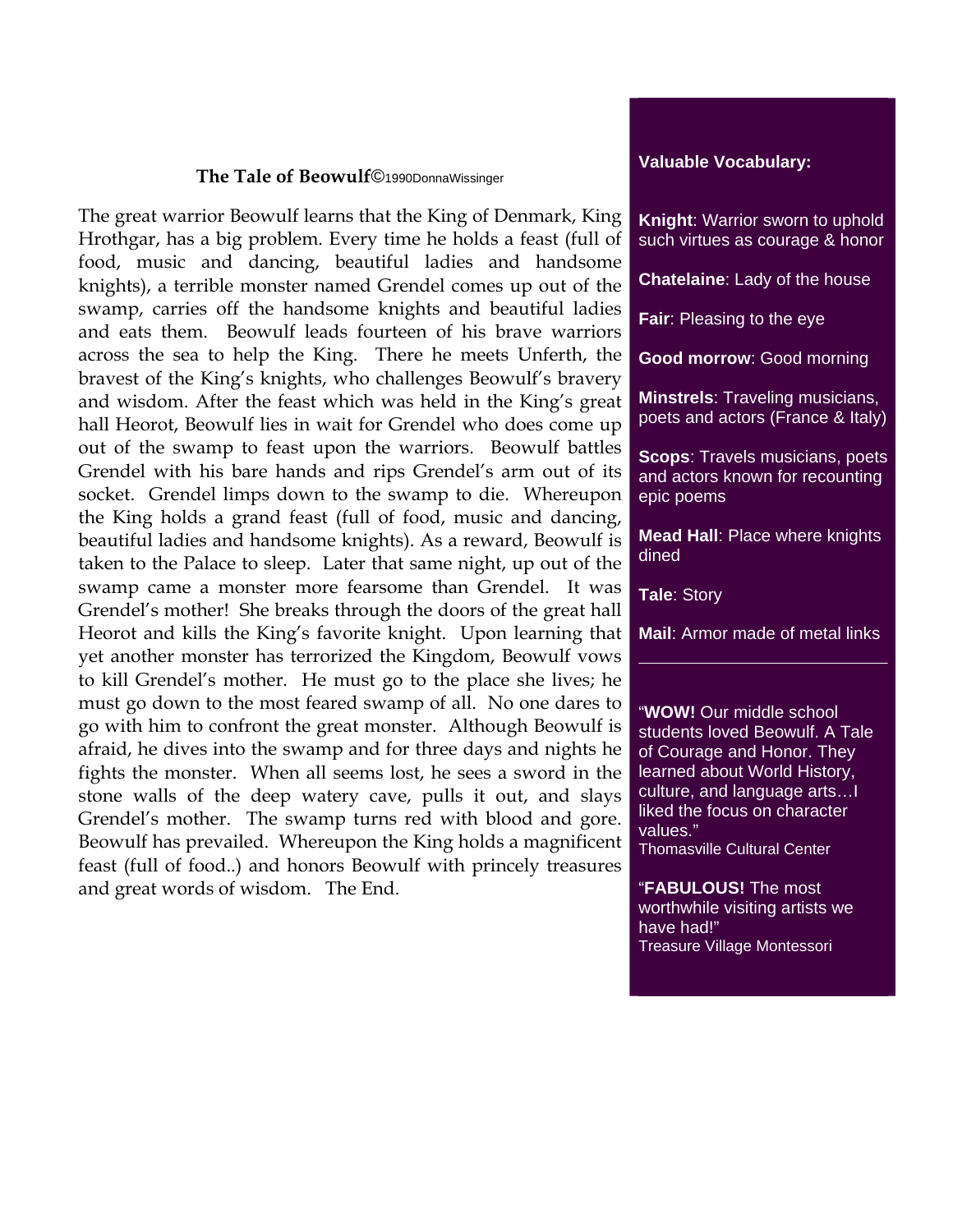### The Tale of Beowulf©1990DonnaWissinger

The great warrior Beowulf learns that the King of Denmark, King Hrothgar, has a big problem. Every time he holds a feast (full of food, music and dancing, beautiful ladies and handsome knights), a terrible monster named Grendel comes up out of the swamp, carries off the handsome knights and beautiful ladies and eats them. Beowulf leads fourteen of his brave warriors across the sea to help the King. There he meets Unferth, the bravest of the King's knights, who challenges Beowulf's bravery and wisdom. After the feast which was held in the King's great hall Heorot, Beowulf lies in wait for Grendel who does come up out of the swamp to feast upon the warriors. Beowulf battles Grendel with his bare hands and rips Grendel's arm out of its socket. Grendel limps down to the swamp to die. Whereupon the King holds a grand feast (full of food, music and dancing, beautiful ladies and handsome knights). As a reward, Beowulf is taken to the Palace to sleep. Later that same night, up out of the swamp came a monster more fearsome than Grendel. It was Grendel's mother! She breaks through the doors of the great hall Heorot and kills the King's favorite knight. Upon learning that yet another monster has terrorized the Kingdom, Beowulf vows to kill Grendel's mother. He must go to the place she lives; he must go down to the most feared swamp of all. No one dares to go with him to confront the great monster. Although Beowulf is afraid, he dives into the swamp and for three days and nights he fights the monster. When all seems lost, he sees a sword in the stone walls of the deep watery cave, pulls it out, and slays Grendel's mother. The swamp turns red with blood and gore. Beowulf has prevailed. Whereupon the King holds a magnificent feast (full of food..) and honors Beowulf with princely treasures and great words of wisdom. The End.

**Valuable Vocabulary:**

**Knight**: Warrior sworn to uphold such virtues as courage & honor

**Chatelaine**: Lady of the house

**Fair**: Pleasing to the eye

**Good morrow**: Good morning

**Minstrels**: Traveling musicians, poets and actors (France & Italy)

**Scops**: Travels musicians, poets and actors known for recounting epic poems

**Mead Hall**: Place where knights dined

**Tale**: Story

**Mail**: Armor made of metal links

---

"**WOW!** Our middle school students loved Beowulf. A Tale of Courage and Honor. They learned about World History, culture, and language arts…I liked the focus on character values."
Thomasville Cultural Center

"**FABULOUS!** The most worthwhile visiting artists we have had!"
Treasure Village Montessori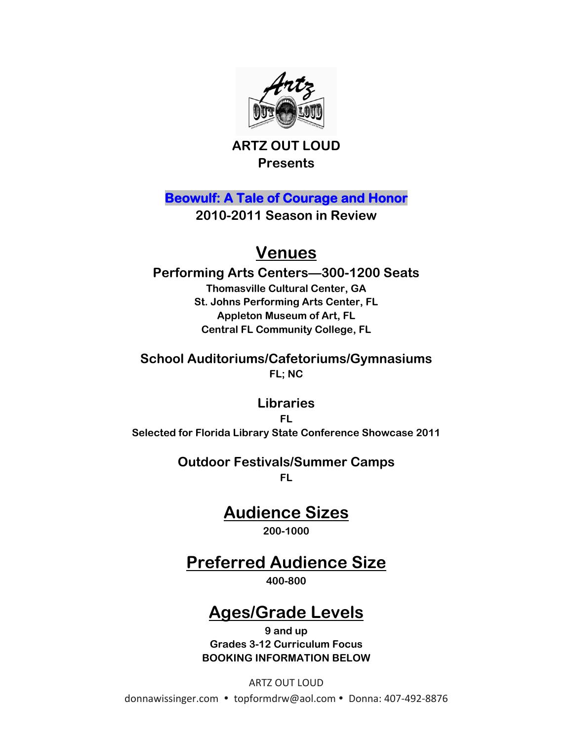**ARTZ OUT LOUD**
**Presents**

# Beowulf: A Tale of Courage and Honor

**2010-2011 Season in Review**

## Venues

### Performing Arts Centers—300-1200 Seats

**Thomasville Cultural Center, GA**
**St. Johns Performing Arts Center, FL**
**Appleton Museum of Art, FL**
**Central FL Community College, FL**

### School Auditoriums/Cafetoriums/Gymnasiums

**FL; NC**

### Libraries

**FL**
**Selected for Florida Library State Conference Showcase 2011**

### Outdoor Festivals/Summer Camps

**FL**

## Audience Sizes

**200-1000**

## Preferred Audience Size

**400-800**

## Ages/Grade Levels

**9 and up**
**Grades 3-12 Curriculum Focus**
**BOOKING INFORMATION BELOW**

ARTZ OUT LOUD
donnawissinger.com • topformdrw@aol.com • Donna: 407-492-8876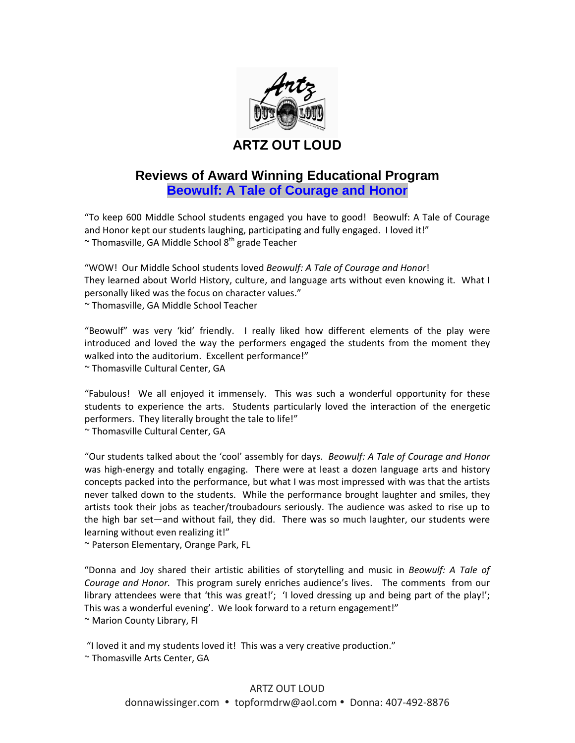# ARTZ OUT LOUD

## Reviews of Award Winning Educational Program
## Beowulf: A Tale of Courage and Honor

"To keep 600 Middle School students engaged you have to good! Beowulf: A Tale of Courage and Honor kept our students laughing, participating and fully engaged. I loved it!"
~ Thomasville, GA Middle School 8th grade Teacher

"WOW! Our Middle School students loved *Beowulf: A Tale of Courage and Honor*! They learned about World History, culture, and language arts without even knowing it. What I personally liked was the focus on character values."
~ Thomasville, GA Middle School Teacher

"Beowulf" was very 'kid' friendly. I really liked how different elements of the play were introduced and loved the way the performers engaged the students from the moment they walked into the auditorium. Excellent performance!"
~ Thomasville Cultural Center, GA

"Fabulous! We all enjoyed it immensely. This was such a wonderful opportunity for these students to experience the arts. Students particularly loved the interaction of the energetic performers. They literally brought the tale to life!"
~ Thomasville Cultural Center, GA

"Our students talked about the 'cool' assembly for days. *Beowulf: A Tale of Courage and Honor* was high-energy and totally engaging. There were at least a dozen language arts and history concepts packed into the performance, but what I was most impressed with was that the artists never talked down to the students. While the performance brought laughter and smiles, they artists took their jobs as teacher/troubadours seriously. The audience was asked to rise up to the high bar set—and without fail, they did. There was so much laughter, our students were learning without even realizing it!"
~ Paterson Elementary, Orange Park, FL

"Donna and Joy shared their artistic abilities of storytelling and music in *Beowulf: A Tale of Courage and Honor.* This program surely enriches audience's lives. The comments from our library attendees were that 'this was great!'; 'I loved dressing up and being part of the play!'; This was a wonderful evening'. We look forward to a return engagement!"
~ Marion County Library, Fl

"I loved it and my students loved it! This was a very creative production."
~ Thomasville Arts Center, GA

ARTZ OUT LOUD
donnawissinger.com • topformdrw@aol.com • Donna: 407-492-8876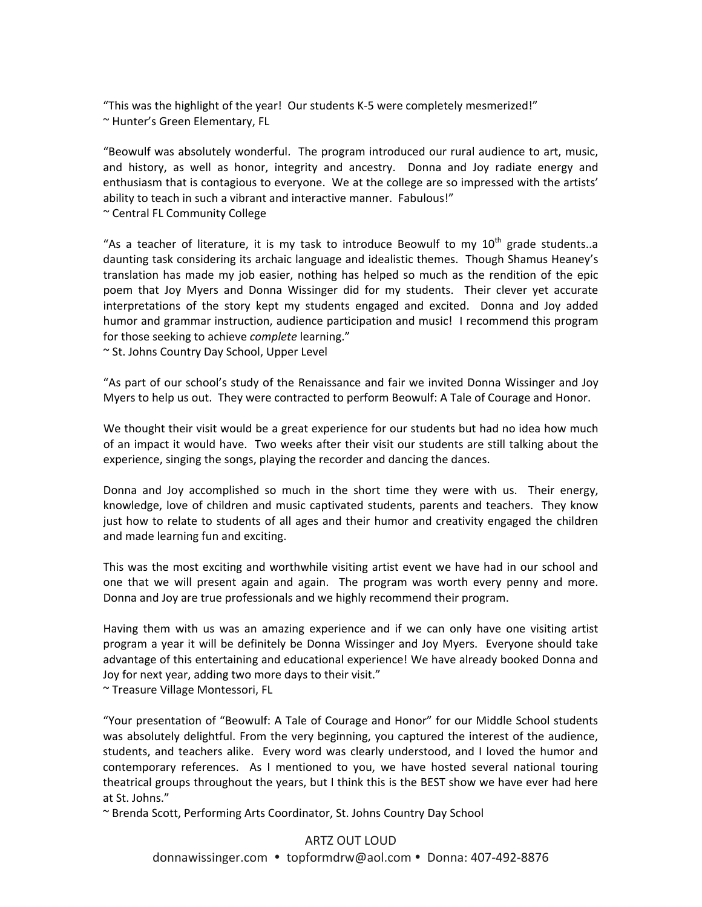"This was the highlight of the year! Our students K-5 were completely mesmerized!"
~ Hunter's Green Elementary, FL

"Beowulf was absolutely wonderful. The program introduced our rural audience to art, music, and history, as well as honor, integrity and ancestry. Donna and Joy radiate energy and enthusiasm that is contagious to everyone. We at the college are so impressed with the artists' ability to teach in such a vibrant and interactive manner. Fabulous!"
~ Central FL Community College

"As a teacher of literature, it is my task to introduce Beowulf to my 10th grade students..a daunting task considering its archaic language and idealistic themes. Though Shamus Heaney's translation has made my job easier, nothing has helped so much as the rendition of the epic poem that Joy Myers and Donna Wissinger did for my students. Their clever yet accurate interpretations of the story kept my students engaged and excited. Donna and Joy added humor and grammar instruction, audience participation and music! I recommend this program for those seeking to achieve *complete* learning."
~ St. Johns Country Day School, Upper Level

"As part of our school's study of the Renaissance and fair we invited Donna Wissinger and Joy Myers to help us out. They were contracted to perform Beowulf: A Tale of Courage and Honor.

We thought their visit would be a great experience for our students but had no idea how much of an impact it would have. Two weeks after their visit our students are still talking about the experience, singing the songs, playing the recorder and dancing the dances.

Donna and Joy accomplished so much in the short time they were with us. Their energy, knowledge, love of children and music captivated students, parents and teachers. They know just how to relate to students of all ages and their humor and creativity engaged the children and made learning fun and exciting.

This was the most exciting and worthwhile visiting artist event we have had in our school and one that we will present again and again. The program was worth every penny and more. Donna and Joy are true professionals and we highly recommend their program.

Having them with us was an amazing experience and if we can only have one visiting artist program a year it will be definitely be Donna Wissinger and Joy Myers. Everyone should take advantage of this entertaining and educational experience! We have already booked Donna and Joy for next year, adding two more days to their visit."
~ Treasure Village Montessori, FL

"Your presentation of "Beowulf: A Tale of Courage and Honor" for our Middle School students was absolutely delightful. From the very beginning, you captured the interest of the audience, students, and teachers alike. Every word was clearly understood, and I loved the humor and contemporary references. As I mentioned to you, we have hosted several national touring theatrical groups throughout the years, but I think this is the BEST show we have ever had here at St. Johns."
~ Brenda Scott, Performing Arts Coordinator, St. Johns Country Day School

ARTZ OUT LOUD
donnawissinger.com • topformdrw@aol.com • Donna: 407-492-8876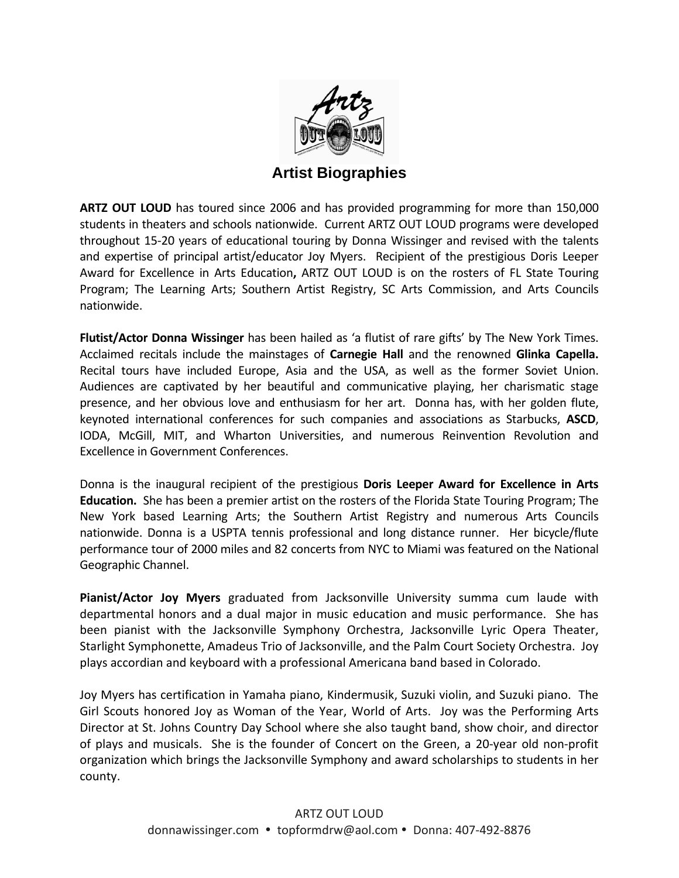# Artist Biographies

**ARTZ OUT LOUD** has toured since 2006 and has provided programming for more than 150,000 students in theaters and schools nationwide. Current ARTZ OUT LOUD programs were developed throughout 15-20 years of educational touring by Donna Wissinger and revised with the talents and expertise of principal artist/educator Joy Myers. Recipient of the prestigious Doris Leeper Award for Excellence in Arts Education**,** ARTZ OUT LOUD is on the rosters of FL State Touring Program; The Learning Arts; Southern Artist Registry, SC Arts Commission, and Arts Councils nationwide.

**Flutist/Actor Donna Wissinger** has been hailed as 'a flutist of rare gifts' by The New York Times. Acclaimed recitals include the mainstages of **Carnegie Hall** and the renowned **Glinka Capella.** Recital tours have included Europe, Asia and the USA, as well as the former Soviet Union. Audiences are captivated by her beautiful and communicative playing, her charismatic stage presence, and her obvious love and enthusiasm for her art. Donna has, with her golden flute, keynoted international conferences for such companies and associations as Starbucks, **ASCD**, IODA, McGill, MIT, and Wharton Universities, and numerous Reinvention Revolution and Excellence in Government Conferences.

Donna is the inaugural recipient of the prestigious **Doris Leeper Award for Excellence in Arts Education.** She has been a premier artist on the rosters of the Florida State Touring Program; The New York based Learning Arts; the Southern Artist Registry and numerous Arts Councils nationwide. Donna is a USPTA tennis professional and long distance runner. Her bicycle/flute performance tour of 2000 miles and 82 concerts from NYC to Miami was featured on the National Geographic Channel.

**Pianist/Actor Joy Myers** graduated from Jacksonville University summa cum laude with departmental honors and a dual major in music education and music performance. She has been pianist with the Jacksonville Symphony Orchestra, Jacksonville Lyric Opera Theater, Starlight Symphonette, Amadeus Trio of Jacksonville, and the Palm Court Society Orchestra. Joy plays accordian and keyboard with a professional Americana band based in Colorado.

Joy Myers has certification in Yamaha piano, Kindermusik, Suzuki violin, and Suzuki piano. The Girl Scouts honored Joy as Woman of the Year, World of Arts. Joy was the Performing Arts Director at St. Johns Country Day School where she also taught band, show choir, and director of plays and musicals. She is the founder of Concert on the Green, a 20-year old non-profit organization which brings the Jacksonville Symphony and award scholarships to students in her county.

ARTZ OUT LOUD
donnawissinger.com • topformdrw@aol.com • Donna: 407-492-8876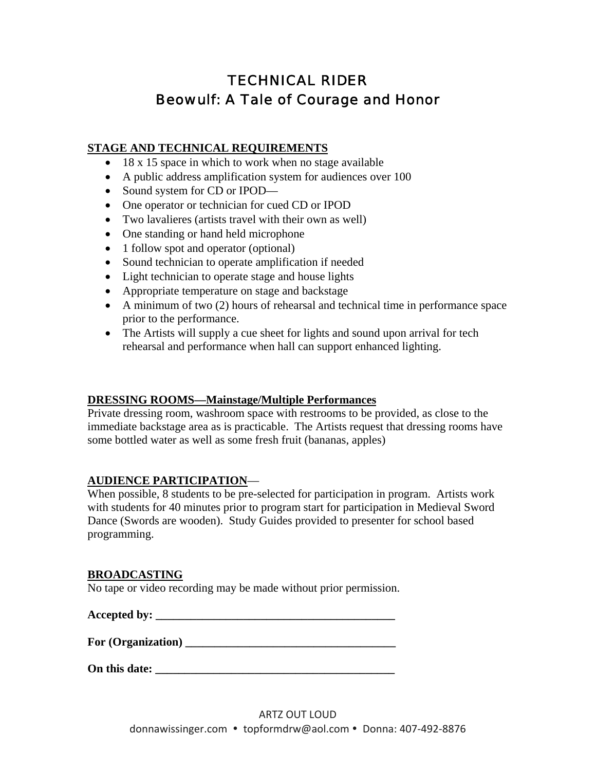# TECHNICAL RIDER
## Beowulf: A Tale of Courage and Honor

**STAGE AND TECHNICAL REQUIREMENTS**

- 18 x 15 space in which to work when no stage available
- A public address amplification system for audiences over 100
- Sound system for CD or IPOD—
- One operator or technician for cued CD or IPOD
- Two lavalieres (artists travel with their own as well)
- One standing or hand held microphone
- 1 follow spot and operator (optional)
- Sound technician to operate amplification if needed
- Light technician to operate stage and house lights
- Appropriate temperature on stage and backstage
- A minimum of two (2) hours of rehearsal and technical time in performance space prior to the performance.
- The Artists will supply a cue sheet for lights and sound upon arrival for tech rehearsal and performance when hall can support enhanced lighting.

**DRESSING ROOMS—Mainstage/Multiple Performances**

Private dressing room, washroom space with restrooms to be provided, as close to the immediate backstage area as is practicable. The Artists request that dressing rooms have some bottled water as well as some fresh fruit (bananas, apples)

**AUDIENCE PARTICIPATION**—

When possible, 8 students to be pre-selected for participation in program. Artists work with students for 40 minutes prior to program start for participation in Medieval Sword Dance (Swords are wooden). Study Guides provided to presenter for school based programming.

**BROADCASTING**

No tape or video recording may be made without prior permission.

**Accepted by: ________________________________________**

**For (Organization) __________________________________**

**On this date: ________________________________________**

ARTZ OUT LOUD

donnawissinger.com • topformdrw@aol.com • Donna: 407-492-8876